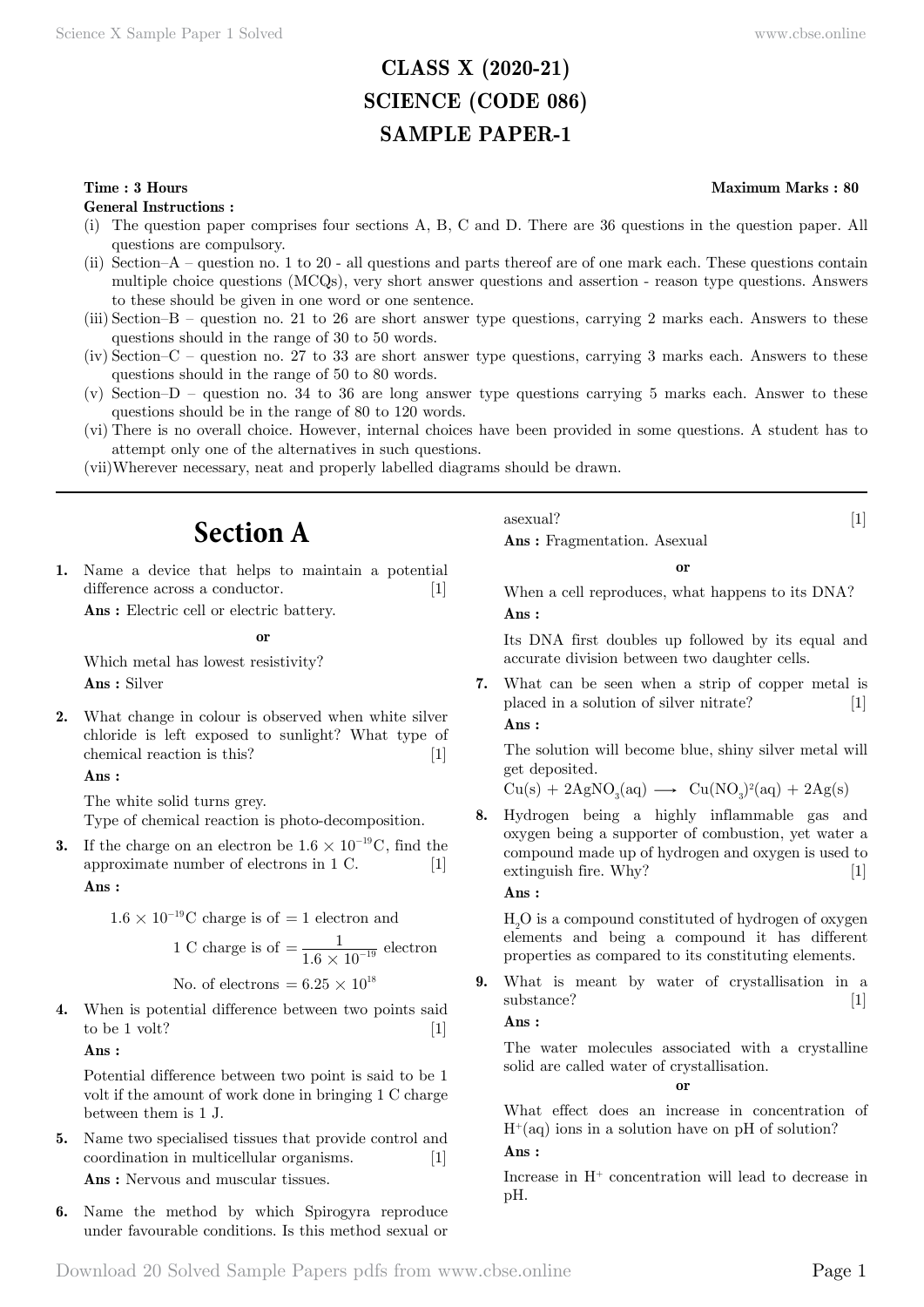# CLASS X (2020-21)
# SCIENCE (CODE 086)
# SAMPLE PAPER-1

**Time : 3 Hours** **Maximum Marks : 80**

**General Instructions :**

(i) The question paper comprises four sections A, B, C and D. There are 36 questions in the question paper. All questions are compulsory.

(ii) Section–A – question no. 1 to 20 - all questions and parts thereof are of one mark each. These questions contain multiple choice questions (MCQs), very short answer questions and assertion - reason type questions. Answers to these should be given in one word or one sentence.

(iii) Section–B – question no. 21 to 26 are short answer type questions, carrying 2 marks each. Answers to these questions should in the range of 30 to 50 words.

(iv) Section–C – question no. 27 to 33 are short answer type questions, carrying 3 marks each. Answers to these questions should in the range of 50 to 80 words.

(v) Section–D – question no. 34 to 36 are long answer type questions carrying 5 marks each. Answer to these questions should be in the range of 80 to 120 words.

(vi) There is no overall choice. However, internal choices have been provided in some questions. A student has to attempt only one of the alternatives in such questions.

(vii) Wherever necessary, neat and properly labelled diagrams should be drawn.

---

## Section A

**1.** Name a device that helps to maintain a potential difference across a conductor. [1]

**Ans :** Electric cell or electric battery.

**or**

Which metal has lowest resistivity?

**Ans :** Silver

**2.** What change in colour is observed when white silver chloride is left exposed to sunlight? What type of chemical reaction is this? [1]

**Ans :**

The white solid turns grey.
Type of chemical reaction is photo-decomposition.

**3.** If the charge on an electron be $1.6 \times 10^{-19}$C, find the approximate number of electrons in 1 C. [1]

**Ans :**

$$1.6 \times 10^{-19}\text{C charge is of} = 1 \text{ electron and}$$

$$1 \text{ C charge is of} = \frac{1}{1.6 \times 10^{-19}} \text{ electron}$$

$$\text{No. of electrons} = 6.25 \times 10^{18}$$

**4.** When is potential difference between two points said to be 1 volt? [1]

**Ans :**

Potential difference between two point is said to be 1 volt if the amount of work done in bringing 1 C charge between them is 1 J.

**5.** Name two specialised tissues that provide control and coordination in multicellular organisms. [1]

**Ans :** Nervous and muscular tissues.

**6.** Name the method by which Spirogyra reproduce under favourable conditions. Is this method sexual or asexual? [1]

**Ans :** Fragmentation. Asexual

**or**

When a cell reproduces, what happens to its DNA?

**Ans :**

Its DNA first doubles up followed by its equal and accurate division between two daughter cells.

**7.** What can be seen when a strip of copper metal is placed in a solution of silver nitrate? [1]

**Ans :**

The solution will become blue, shiny silver metal will get deposited.

$$Cu(s) + 2AgNO_3(aq) \longrightarrow Cu(NO_3)^2(aq) + 2Ag(s)$$

**8.** Hydrogen being a highly inflammable gas and oxygen being a supporter of combustion, yet water a compound made up of hydrogen and oxygen is used to extinguish fire. Why? [1]

**Ans :**

$H_2O$ is a compound constituted of hydrogen of oxygen elements and being a compound it has different properties as compared to its constituting elements.

**9.** What is meant by water of crystallisation in a substance? [1]

**Ans :**

The water molecules associated with a crystalline solid are called water of crystallisation.

**or**

What effect does an increase in concentration of $H^+(aq)$ ions in a solution have on pH of solution?

**Ans :**

Increase in $H^+$ concentration will lead to decrease in pH.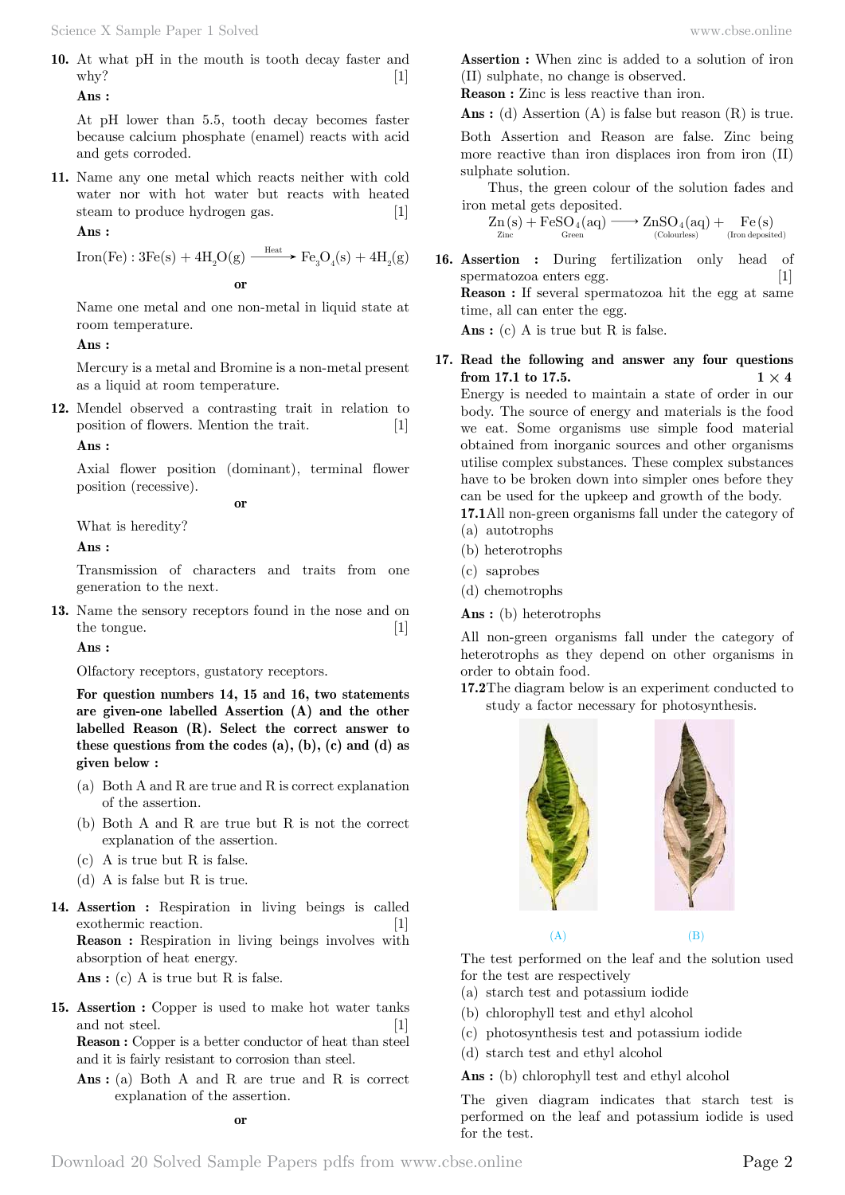**10.** At what pH in the mouth is tooth decay faster and why? [1]

**Ans :**

At pH lower than 5.5, tooth decay becomes faster because calcium phosphate (enamel) reacts with acid and gets corroded.

**11.** Name any one metal which reacts neither with cold water nor with hot water but reacts with heated steam to produce hydrogen gas. [1]

**Ans :**

$$\text{Iron(Fe)} : 3Fe(s) + 4H_2O(g) \xrightarrow{\text{Heat}} Fe_3O_4(s) + 4H_2(g)$$

**or**

Name one metal and one non-metal in liquid state at room temperature.

**Ans :**

Mercury is a metal and Bromine is a non-metal present as a liquid at room temperature.

**12.** Mendel observed a contrasting trait in relation to position of flowers. Mention the trait. [1]

**Ans :**

Axial flower position (dominant), terminal flower position (recessive).

**or**

What is heredity?

**Ans :**

Transmission of characters and traits from one generation to the next.

**13.** Name the sensory receptors found in the nose and on the tongue. [1]

**Ans :**

Olfactory receptors, gustatory receptors.

**For question numbers 14, 15 and 16, two statements are given-one labelled Assertion (A) and the other labelled Reason (R). Select the correct answer to these questions from the codes (a), (b), (c) and (d) as given below :**

(a) Both A and R are true and R is correct explanation of the assertion.

(b) Both A and R are true but R is not the correct explanation of the assertion.

(c) A is true but R is false.

(d) A is false but R is true.

**14. Assertion :** Respiration in living beings is called exothermic reaction. [1]

**Reason :** Respiration in living beings involves with absorption of heat energy.

**Ans :** (c) A is true but R is false.

**15. Assertion :** Copper is used to make hot water tanks and not steel. [1]

**Reason :** Copper is a better conductor of heat than steel and it is fairly resistant to corrosion than steel.

**Ans :** (a) Both A and R are true and R is correct explanation of the assertion.

**or**

**Assertion :** When zinc is added to a solution of iron (II) sulphate, no change is observed.

**Reason :** Zinc is less reactive than iron.

**Ans :** (d) Assertion (A) is false but reason (R) is true.

Both Assertion and Reason are false. Zinc being more reactive than iron displaces iron from iron (II) sulphate solution.

Thus, the green colour of the solution fades and iron metal gets deposited.

$$\underset{\text{Zinc}}{Zn(s)} + \underset{\text{Green}}{FeSO_4(aq)} \longrightarrow \underset{\text{(Colourless)}}{ZnSO_4(aq)} + \underset{\text{(Iron deposited)}}{Fe(s)}$$

**16. Assertion :** During fertilization only head of spermatozoa enters egg. [1]

**Reason :** If several spermatozoa hit the egg at same time, all can enter the egg.

**Ans :** (c) A is true but R is false.

**17. Read the following and answer any four questions from 17.1 to 17.5.** $1 \times 4$

Energy is needed to maintain a state of order in our body. The source of energy and materials is the food we eat. Some organisms use simple food material obtained from inorganic sources and other organisms utilise complex substances. These complex substances have to be broken down into simpler ones before they can be used for the upkeep and growth of the body.

**17.1** All non-green organisms fall under the category of

(a) autotrophs

(b) heterotrophs

(c) saprobes

(d) chemotrophs

**Ans :** (b) heterotrophs

All non-green organisms fall under the category of heterotrophs as they depend on other organisms in order to obtain food.

**17.2** The diagram below is an experiment conducted to study a factor necessary for photosynthesis.

(A) (B)

The test performed on the leaf and the solution used for the test are respectively

(a) starch test and potassium iodide

(b) chlorophyll test and ethyl alcohol

(c) photosynthesis test and potassium iodide

(d) starch test and ethyl alcohol

**Ans :** (b) chlorophyll test and ethyl alcohol

The given diagram indicates that starch test is performed on the leaf and potassium iodide is used for the test.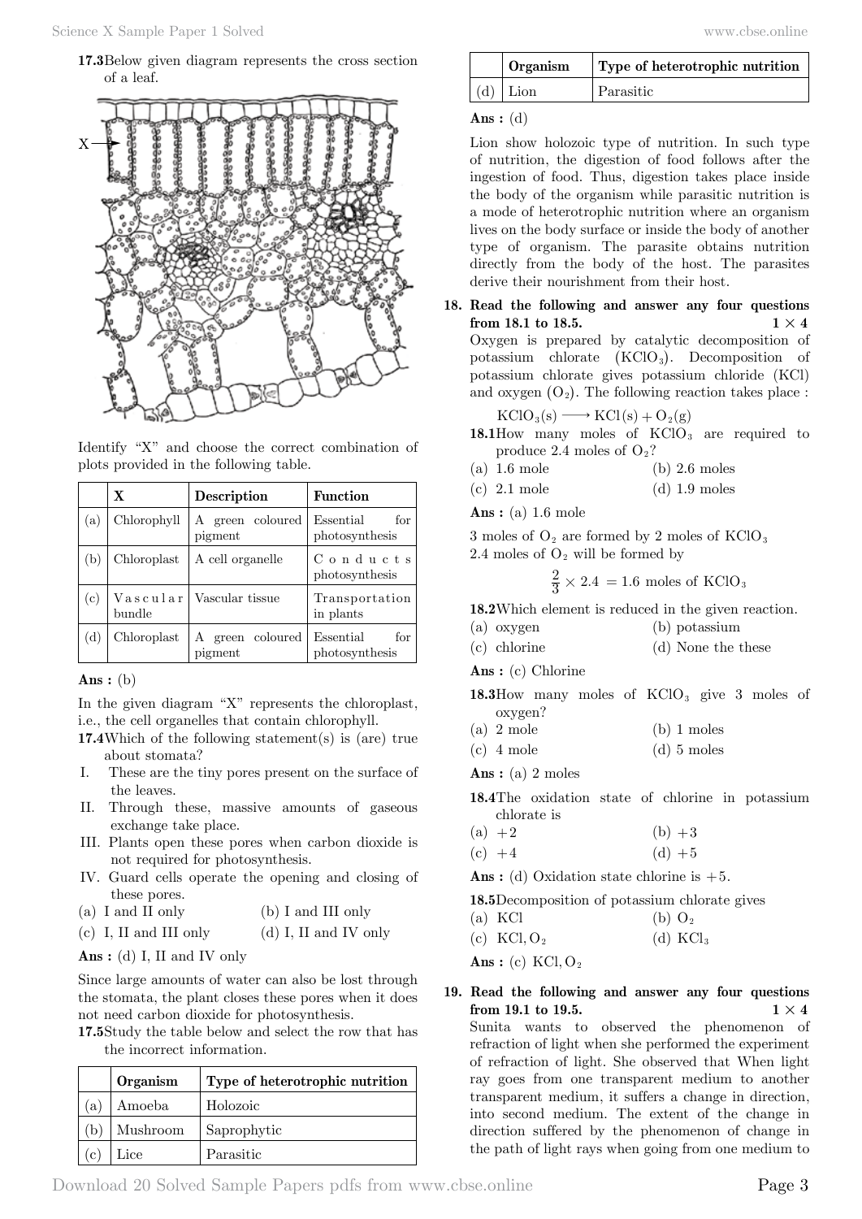**17.3** Below given diagram represents the cross section of a leaf.

Identify "X" and choose the correct combination of plots provided in the following table.

| | X | Description | Function |
|---|---|---|---|
| (a) | Chlorophyll | A green coloured pigment | Essential for photosynthesis |
| (b) | Chloroplast | A cell organelle | Conducts photosynthesis |
| (c) | Vascular bundle | Vascular tissue | Transportation in plants |
| (d) | Chloroplast | A green coloured pigment | Essential for photosynthesis |

**Ans :** (b)

In the given diagram "X" represents the chloroplast, i.e., the cell organelles that contain chlorophyll.

**17.4** Which of the following statement(s) is (are) true about stomata?

I. These are the tiny pores present on the surface of the leaves.

II. Through these, massive amounts of gaseous exchange take place.

III. Plants open these pores when carbon dioxide is not required for photosynthesis.

IV. Guard cells operate the opening and closing of these pores.

(a) I and II only (b) I and III only
(c) I, II and III only (d) I, II and IV only

**Ans :** (d) I, II and IV only

Since large amounts of water can also be lost through the stomata, the plant closes these pores when it does not need carbon dioxide for photosynthesis.

**17.5** Study the table below and select the row that has the incorrect information.

| | Organism | Type of heterotrophic nutrition |
|---|---|---|
| (a) | Amoeba | Holozoic |
| (b) | Mushroom | Saprophytic |
| (c) | Lice | Parasitic |
| (d) | Lion | Parasitic |

**Ans :** (d)

Lion show holozoic type of nutrition. In such type of nutrition, the digestion of food follows after the ingestion of food. Thus, digestion takes place inside the body of the organism while parasitic nutrition is a mode of heterotrophic nutrition where an organism lives on the body surface or inside the body of another type of organism. The parasite obtains nutrition directly from the body of the host. The parasites derive their nourishment from their host.

**18. Read the following and answer any four questions from 18.1 to 18.5.** $1 \times 4$

Oxygen is prepared by catalytic decomposition of potassium chlorate ($KClO_3$). Decomposition of potassium chlorate gives potassium chloride ($KCl$) and oxygen ($O_2$). The following reaction takes place :

$$KClO_3(s) \longrightarrow KCl(s) + O_2(g)$$

**18.1** How many moles of $KClO_3$ are required to produce 2.4 moles of $O_2$?

(a) 1.6 mole (b) 2.6 moles
(c) 2.1 mole (d) 1.9 moles

**Ans :** (a) 1.6 mole

3 moles of $O_2$ are formed by 2 moles of $KClO_3$

2.4 moles of $O_2$ will be formed by

$$\frac{2}{3} \times 2.4 = 1.6 \text{ moles of } KClO_3$$

**18.2** Which element is reduced in the given reaction.

(a) oxygen (b) potassium
(c) chlorine (d) None the these

**Ans :** (c) Chlorine

**18.3** How many moles of $KClO_3$ give 3 moles of oxygen?

(a) 2 mole (b) 1 moles
(c) 4 mole (d) 5 moles

**Ans :** (a) 2 moles

**18.4** The oxidation state of chlorine in potassium chlorate is

(a) +2 (b) +3
(c) +4 (d) +5

**Ans :** (d) Oxidation state chlorine is +5.

**18.5** Decomposition of potassium chlorate gives

(a) $KCl$ (b) $O_2$
(c) $KCl, O_2$ (d) $KCl_3$

**Ans :** (c) $KCl, O_2$

**19. Read the following and answer any four questions from 19.1 to 19.5.** $1 \times 4$

Sunita wants to observed the phenomenon of refraction of light when she performed the experiment of refraction of light. She observed that When light ray goes from one transparent medium to another transparent medium, it suffers a change in direction, into second medium. The extent of the change in direction suffered by the phenomenon of change in the path of light rays when going from one medium to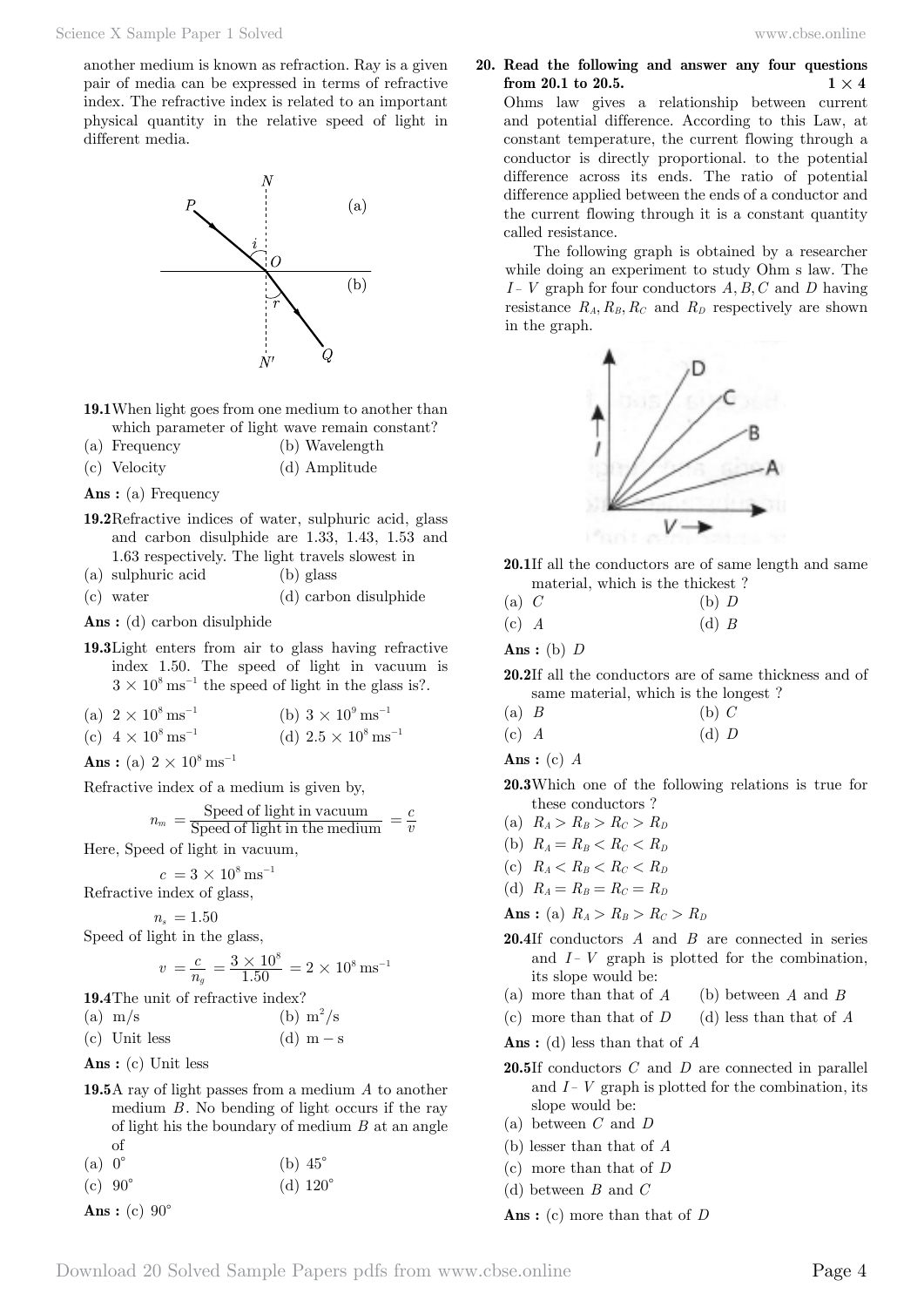another medium is known as refraction. Ray is a given pair of media can be expressed in terms of refractive index. The refractive index is related to an important physical quantity in the relative speed of light in different media.

**19.1** When light goes from one medium to another than which parameter of light wave remain constant?

(a) Frequency (b) Wavelength

(c) Velocity (d) Amplitude

**Ans :** (a) Frequency

**19.2** Refractive indices of water, sulphuric acid, glass and carbon disulphide are 1.33, 1.43, 1.53 and 1.63 respectively. The light travels slowest in

(a) sulphuric acid (b) glass

(c) water (d) carbon disulphide

**Ans :** (d) carbon disulphide

**19.3** Light enters from air to glass having refractive index 1.50. The speed of light in vacuum is $3\times10^8\,\text{ms}^{-1}$ the speed of light in the glass is?.

(a) $2\times10^8\,\text{ms}^{-1}$ (b) $3\times10^9\,\text{ms}^{-1}$

(c) $4\times10^8\,\text{ms}^{-1}$ (d) $2.5\times10^8\,\text{ms}^{-1}$

**Ans :** (a) $2\times10^8\,\text{ms}^{-1}$

Refractive index of a medium is given by,

$$n_m = \frac{\text{Speed of light in vacuum}}{\text{Speed of light in the medium}} = \frac{c}{v}$$

Here, Speed of light in vacuum,

$$c = 3\times10^8\,\text{ms}^{-1}$$

Refractive index of glass,

$$n_s = 1.50$$

Speed of light in the glass,

$$v = \frac{c}{n_g} = \frac{3\times10^8}{1.50} = 2\times10^8\,\text{ms}^{-1}$$

**19.4** The unit of refractive index?

(a) m/s (b) $\text{m}^2/\text{s}$

(c) Unit less (d) $\text{m}-\text{s}$

**Ans :** (c) Unit less

**19.5** A ray of light passes from a medium $A$ to another medium $B$. No bending of light occurs if the ray of light his the boundary of medium $B$ at an angle of

(a) $0^\circ$ (b) $45^\circ$

(c) $90^\circ$ (d) $120^\circ$

**Ans :** (c) $90^\circ$

**20. Read the following and answer any four questions from 20.1 to 20.5.** $1\times4$

Ohms law gives a relationship between current and potential difference. According to this Law, at constant temperature, the current flowing through a conductor is directly proportional. to the potential difference across its ends. The ratio of potential difference applied between the ends of a conductor and the current flowing through it is a constant quantity called resistance.

The following graph is obtained by a researcher while doing an experiment to study Ohm s law. The $I$ - $V$ graph for four conductors $A, B, C$ and $D$ having resistance $R_A, R_B, R_C$ and $R_D$ respectively are shown in the graph.

**20.1** If all the conductors are of same length and same material, which is the thickest ?

(a) $C$ (b) $D$

(c) $A$ (d) $B$

**Ans :** (b) $D$

**20.2** If all the conductors are of same thickness and of same material, which is the longest ?

(a) $B$ (b) $C$

(c) $A$ (d) $D$

**Ans :** (c) $A$

**20.3** Which one of the following relations is true for these conductors ?

(a) $R_A > R_B > R_C > R_D$

(b) $R_A = R_B < R_C < R_D$

(c) $R_A < R_B < R_C < R_D$

(d) $R_A = R_B = R_C = R_D$

**Ans :** (a) $R_A > R_B > R_C > R_D$

**20.4** If conductors $A$ and $B$ are connected in series and $I$ - $V$ graph is plotted for the combination, its slope would be:

(a) more than that of $A$ (b) between $A$ and $B$

(c) more than that of $D$ (d) less than that of $A$

**Ans :** (d) less than that of $A$

**20.5** If conductors $C$ and $D$ are connected in parallel and $I$ - $V$ graph is plotted for the combination, its slope would be:

(a) between $C$ and $D$

(b) lesser than that of $A$

(c) more than that of $D$

(d) between $B$ and $C$

**Ans :** (c) more than that of $D$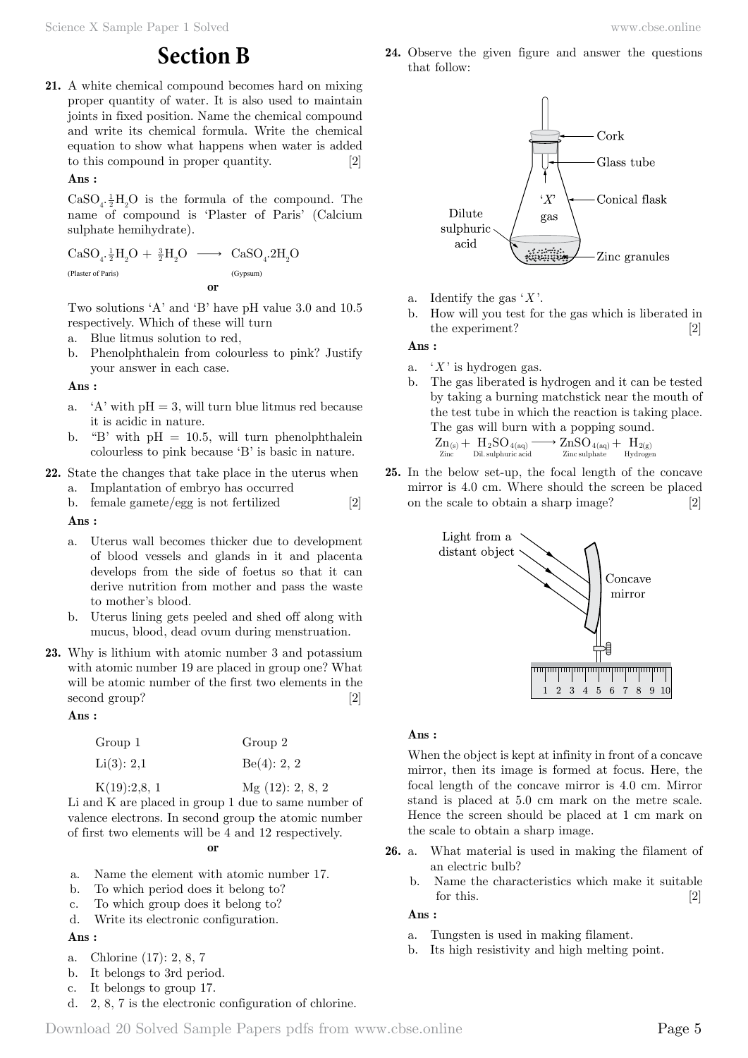# Section B

**21.** A white chemical compound becomes hard on mixing proper quantity of water. It is also used to maintain joints in fixed position. Name the chemical compound and write its chemical formula. Write the chemical equation to show what happens when water is added to this compound in proper quantity. [2]

**Ans :**

$CaSO_4 \cdot \frac{1}{2}H_2O$ is the formula of the compound. The name of compound is 'Plaster of Paris' (Calcium sulphate hemihydrate).

$$\underset{\text{(Plaster of Paris)}}{CaSO_4 \cdot \frac{1}{2}H_2O} + \frac{3}{2}H_2O \longrightarrow \underset{\text{(Gypsum)}}{CaSO_4 \cdot 2H_2O}$$

**or**

Two solutions 'A' and 'B' have pH value 3.0 and 10.5 respectively. Which of these will turn

a. Blue litmus solution to red,
b. Phenolphthalein from colourless to pink? Justify your answer in each case.

**Ans :**

a. 'A' with pH = 3, will turn blue litmus red because it is acidic in nature.
b. "B' with pH = 10.5, will turn phenolphthalein colourless to pink because 'B' is basic in nature.

**22.** State the changes that take place in the uterus when
a. Implantation of embryo has occurred
b. female gamete/egg is not fertilized [2]

**Ans :**

a. Uterus wall becomes thicker due to development of blood vessels and glands in it and placenta develops from the side of foetus so that it can derive nutrition from mother and pass the waste to mother's blood.
b. Uterus lining gets peeled and shed off along with mucus, blood, dead ovum during menstruation.

**23.** Why is lithium with atomic number 3 and potassium with atomic number 19 are placed in group one? What will be atomic number of the first two elements in the second group? [2]

**Ans :**

| Group 1 | Group 2 |
|---|---|
| Li(3): 2,1 | Be(4): 2, 2 |
| K(19):2,8, 1 | Mg (12): 2, 8, 2 |

Li and K are placed in group 1 due to same number of valence electrons. In second group the atomic number of first two elements will be 4 and 12 respectively.

**or**

a. Name the element with atomic number 17.
b. To which period does it belong to?
c. To which group does it belong to?
d. Write its electronic configuration.

**Ans :**

a. Chlorine (17): 2, 8, 7
b. It belongs to 3rd period.
c. It belongs to group 17.
d. 2, 8, 7 is the electronic configuration of chlorine.

**24.** Observe the given figure and answer the questions that follow:

[Figure: Conical flask with cork and glass tube, containing dilute sulphuric acid and zinc granules, producing 'X' gas]

a. Identify the gas '$X$'.
b. How will you test for the gas which is liberated in the experiment? [2]

**Ans :**

a. '$X$' is hydrogen gas.
b. The gas liberated is hydrogen and it can be tested by taking a burning matchstick near the mouth of the test tube in which the reaction is taking place. The gas will burn with a popping sound.

$$\underset{\text{Zinc}}{Zn_{(s)}} + \underset{\text{Dil. sulphuric acid}}{H_2SO_{4(aq)}} \longrightarrow \underset{\text{Zinc sulphate}}{ZnSO_{4(aq)}} + \underset{\text{Hydrogen}}{H_{2(g)}}$$

**25.** In the below set-up, the focal length of the concave mirror is 4.0 cm. Where should the screen be placed on the scale to obtain a sharp image? [2]

[Figure: Light from a distant object falling on a concave mirror mounted on a stand on a scale marked 1 to 10]

**Ans :**

When the object is kept at infinity in front of a concave mirror, then its image is formed at focus. Here, the focal length of the concave mirror is 4.0 cm. Mirror stand is placed at 5.0 cm mark on the metre scale. Hence the screen should be placed at 1 cm mark on the scale to obtain a sharp image.

**26.** a. What material is used in making the filament of an electric bulb?
b. Name the characteristics which make it suitable for this. [2]

**Ans :**

a. Tungsten is used in making filament.
b. Its high resistivity and high melting point.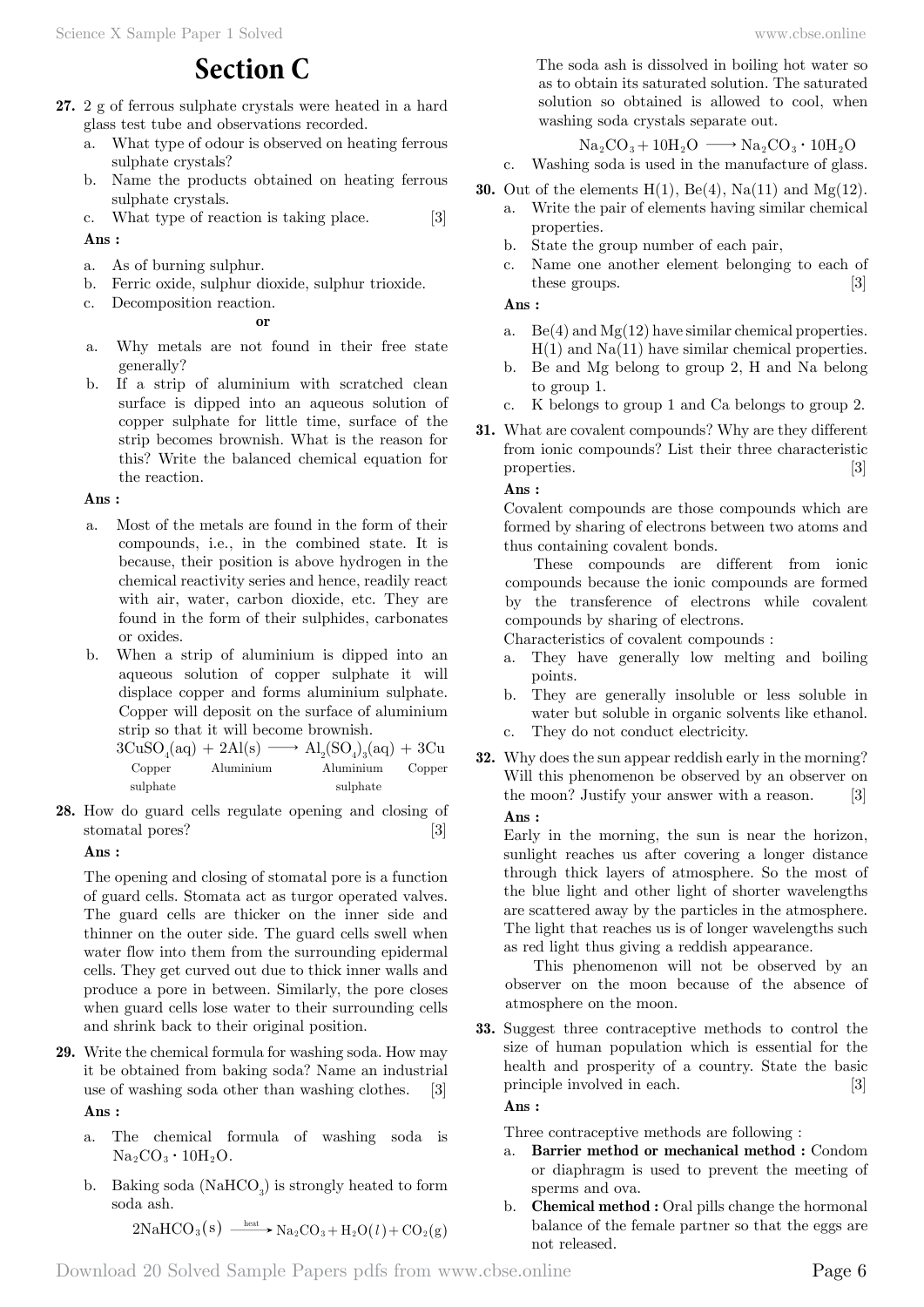# Section C

**27.** 2 g of ferrous sulphate crystals were heated in a hard glass test tube and observations recorded.

a. What type of odour is observed on heating ferrous sulphate crystals?

b. Name the products obtained on heating ferrous sulphate crystals.

c. What type of reaction is taking place. [3]

**Ans :**

a. As of burning sulphur.

b. Ferric oxide, sulphur dioxide, sulphur trioxide.

c. Decomposition reaction.

**or**

a. Why metals are not found in their free state generally?

b. If a strip of aluminium with scratched clean surface is dipped into an aqueous solution of copper sulphate for little time, surface of the strip becomes brownish. What is the reason for this? Write the balanced chemical equation for the reaction.

**Ans :**

a. Most of the metals are found in the form of their compounds, i.e., in the combined state. It is because, their position is above hydrogen in the chemical reactivity series and hence, readily react with air, water, carbon dioxide, etc. They are found in the form of their sulphides, carbonates or oxides.

b. When a strip of aluminium is dipped into an aqueous solution of copper sulphate it will displace copper and forms aluminium sulphate. Copper will deposit on the surface of aluminium strip so that it will become brownish.

$$\underset{\text{Copper sulphate}}{3CuSO_4(aq)} + \underset{\text{Aluminium}}{2Al(s)} \longrightarrow \underset{\text{Aluminium sulphate}}{Al_2(SO_4)_3(aq)} + \underset{\text{Copper}}{3Cu}$$

**28.** How do guard cells regulate opening and closing of stomatal pores? [3]

**Ans :**

The opening and closing of stomatal pore is a function of guard cells. Stomata act as turgor operated valves. The guard cells are thicker on the inner side and thinner on the outer side. The guard cells swell when water flow into them from the surrounding epidermal cells. They get curved out due to thick inner walls and produce a pore in between. Similarly, the pore closes when guard cells lose water to their surrounding cells and shrink back to their original position.

**29.** Write the chemical formula for washing soda. How may it be obtained from baking soda? Name an industrial use of washing soda other than washing clothes. [3]

**Ans :**

a. The chemical formula of washing soda is $Na_2CO_3 \cdot 10H_2O$.

b. Baking soda ($NaHCO_3$) is strongly heated to form soda ash.

$$2NaHCO_3(s) \xrightarrow{\text{heat}} Na_2CO_3 + H_2O(l) + CO_2(g)$$

The soda ash is dissolved in boiling hot water so as to obtain its saturated solution. The saturated solution so obtained is allowed to cool, when washing soda crystals separate out.

$$Na_2CO_3 + 10H_2O \longrightarrow Na_2CO_3 \cdot 10H_2O$$

c. Washing soda is used in the manufacture of glass.

**30.** Out of the elements H(1), Be(4), Na(11) and Mg(12).

a. Write the pair of elements having similar chemical properties.

b. State the group number of each pair,

c. Name one another element belonging to each of these groups. [3]

**Ans :**

a. Be(4) and Mg(12) have similar chemical properties. H(1) and Na(11) have similar chemical properties.

b. Be and Mg belong to group 2, H and Na belong to group 1.

c. K belongs to group 1 and Ca belongs to group 2.

**31.** What are covalent compounds? Why are they different from ionic compounds? List their three characteristic properties. [3]

**Ans :**

Covalent compounds are those compounds which are formed by sharing of electrons between two atoms and thus containing covalent bonds.

These compounds are different from ionic compounds because the ionic compounds are formed by the transference of electrons while covalent compounds by sharing of electrons.

Characteristics of covalent compounds :

a. They have generally low melting and boiling points.

b. They are generally insoluble or less soluble in water but soluble in organic solvents like ethanol.

c. They do not conduct electricity.

**32.** Why does the sun appear reddish early in the morning? Will this phenomenon be observed by an observer on the moon? Justify your answer with a reason. [3]

**Ans :**

Early in the morning, the sun is near the horizon, sunlight reaches us after covering a longer distance through thick layers of atmosphere. So the most of the blue light and other light of shorter wavelengths are scattered away by the particles in the atmosphere. The light that reaches us is of longer wavelengths such as red light thus giving a reddish appearance.

This phenomenon will not be observed by an observer on the moon because of the absence of atmosphere on the moon.

**33.** Suggest three contraceptive methods to control the size of human population which is essential for the health and prosperity of a country. State the basic principle involved in each. [3]

**Ans :**

Three contraceptive methods are following :

a. **Barrier method or mechanical method :** Condom or diaphragm is used to prevent the meeting of sperms and ova.

b. **Chemical method :** Oral pills change the hormonal balance of the female partner so that the eggs are not released.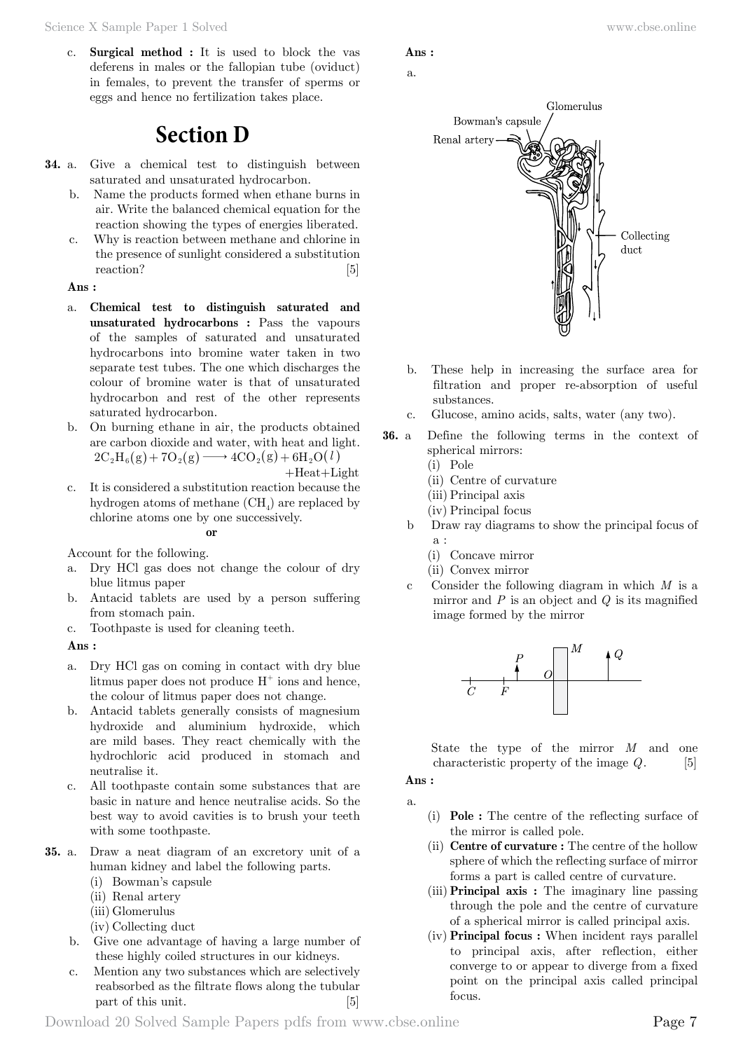c. **Surgical method :** It is used to block the vas deferens in males or the fallopian tube (oviduct) in females, to prevent the transfer of sperms or eggs and hence no fertilization takes place.

# Section D

**34.** a. Give a chemical test to distinguish between saturated and unsaturated hydrocarbon.

b. Name the products formed when ethane burns in air. Write the balanced chemical equation for the reaction showing the types of energies liberated.

c. Why is reaction between methane and chlorine in the presence of sunlight considered a substitution reaction? [5]

**Ans :**

a. **Chemical test to distinguish saturated and unsaturated hydrocarbons :** Pass the vapours of the samples of saturated and unsaturated hydrocarbons into bromine water taken in two separate test tubes. The one which discharges the colour of bromine water is that of unsaturated hydrocarbon and rest of the other represents saturated hydrocarbon.

b. On burning ethane in air, the products obtained are carbon dioxide and water, with heat and light.

$$2C_2H_6(g) + 7O_2(g) \longrightarrow 4CO_2(g) + 6H_2O(l) + \text{Heat} + \text{Light}$$

c. It is considered a substitution reaction because the hydrogen atoms of methane ($CH_4$) are replaced by chlorine atoms one by one successively.

**or**

Account for the following.

a. Dry HCl gas does not change the colour of dry blue litmus paper

b. Antacid tablets are used by a person suffering from stomach pain.

c. Toothpaste is used for cleaning teeth.

**Ans :**

a. Dry HCl gas on coming in contact with dry blue litmus paper does not produce $H^+$ ions and hence, the colour of litmus paper does not change.

b. Antacid tablets generally consists of magnesium hydroxide and aluminium hydroxide, which are mild bases. They react chemically with the hydrochloric acid produced in stomach and neutralise it.

c. All toothpaste contain some substances that are basic in nature and hence neutralise acids. So the best way to avoid cavities is to brush your teeth with some toothpaste.

**35.** a. Draw a neat diagram of an excretory unit of a human kidney and label the following parts.

(i) Bowman's capsule
(ii) Renal artery
(iii) Glomerulus
(iv) Collecting duct

b. Give one advantage of having a large number of these highly coiled structures in our kidneys.

c. Mention any two substances which are selectively reabsorbed as the filtrate flows along the tubular part of this unit. [5]

**Ans :**

a.

Glomerulus
Bowman's capsule
Renal artery
Collecting duct

b. These help in increasing the surface area for filtration and proper re-absorption of useful substances.

c. Glucose, amino acids, salts, water (any two).

**36.** a Define the following terms in the context of spherical mirrors:

(i) Pole
(ii) Centre of curvature
(iii) Principal axis
(iv) Principal focus

b Draw ray diagrams to show the principal focus of a :

(i) Concave mirror
(ii) Convex mirror

c Consider the following diagram in which $M$ is a mirror and $P$ is an object and $Q$ is its magnified image formed by the mirror

State the type of the mirror $M$ and one characteristic property of the image $Q$. [5]

**Ans :**

a.

(i) **Pole :** The centre of the reflecting surface of the mirror is called pole.

(ii) **Centre of curvature :** The centre of the hollow sphere of which the reflecting surface of mirror forms a part is called centre of curvature.

(iii) **Principal axis :** The imaginary line passing through the pole and the centre of curvature of a spherical mirror is called principal axis.

(iv) **Principal focus :** When incident rays parallel to principal axis, after reflection, either converge to or appear to diverge from a fixed point on the principal axis called principal focus.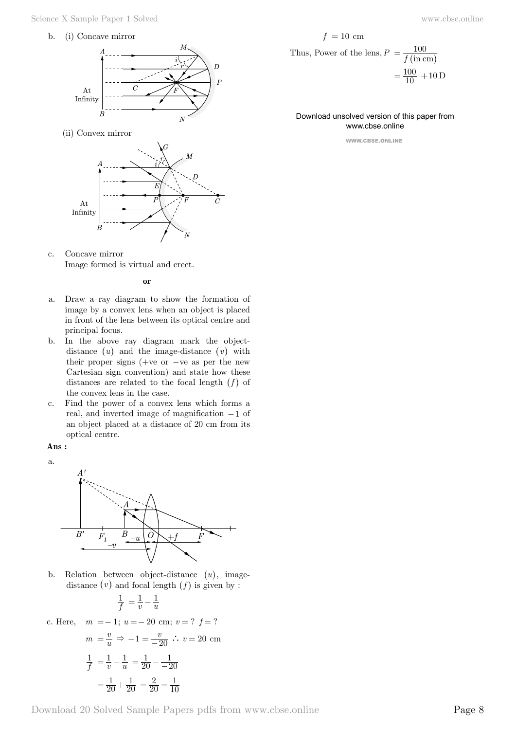b. (i) Concave mirror

A, M, i, r, D, C, F, P, At Infinity, B, N

(ii) Convex mirror

G, r, i, M, A, D, E, P, F, C, At Infinity, B, N

c. Concave mirror
Image formed is virtual and erect.

**or**

a. Draw a ray diagram to show the formation of image by a convex lens when an object is placed in front of the lens between its optical centre and principal focus.

b. In the above ray diagram mark the object-distance $(u)$ and the image-distance $(v)$ with their proper signs (+ve or −ve as per the new Cartesian sign convention) and state how these distances are related to the focal length $(f)$ of the convex lens in the case.

c. Find the power of a convex lens which forms a real, and inverted image of magnification $-1$ of an object placed at a distance of 20 cm from its optical centre.

**Ans :**

a.

A′, A, B′, $F_1$, B, $-u$, O, $+f$, F, $-v$

b. Relation between object-distance $(u)$, image-distance $(v)$ and focal length $(f)$ is given by :

$$\frac{1}{f} = \frac{1}{v} - \frac{1}{u}$$

c. Here, $m = -1$; $u = -20$ cm; $v = ?$ $f = ?$

$$m = \frac{v}{u} \Rightarrow -1 = \frac{v}{-20} \therefore v = 20 \text{ cm}$$

$$\frac{1}{f} = \frac{1}{v} - \frac{1}{u} = \frac{1}{20} - \frac{1}{-20}$$

$$= \frac{1}{20} + \frac{1}{20} = \frac{2}{20} = \frac{1}{10}$$

$$f = 10 \text{ cm}$$

Thus, Power of the lens, $P = \frac{100}{f\,(\text{in cm})}$

$$= \frac{100}{10} \; +10\,\text{D}$$

Download unsolved version of this paper from www.cbse.online